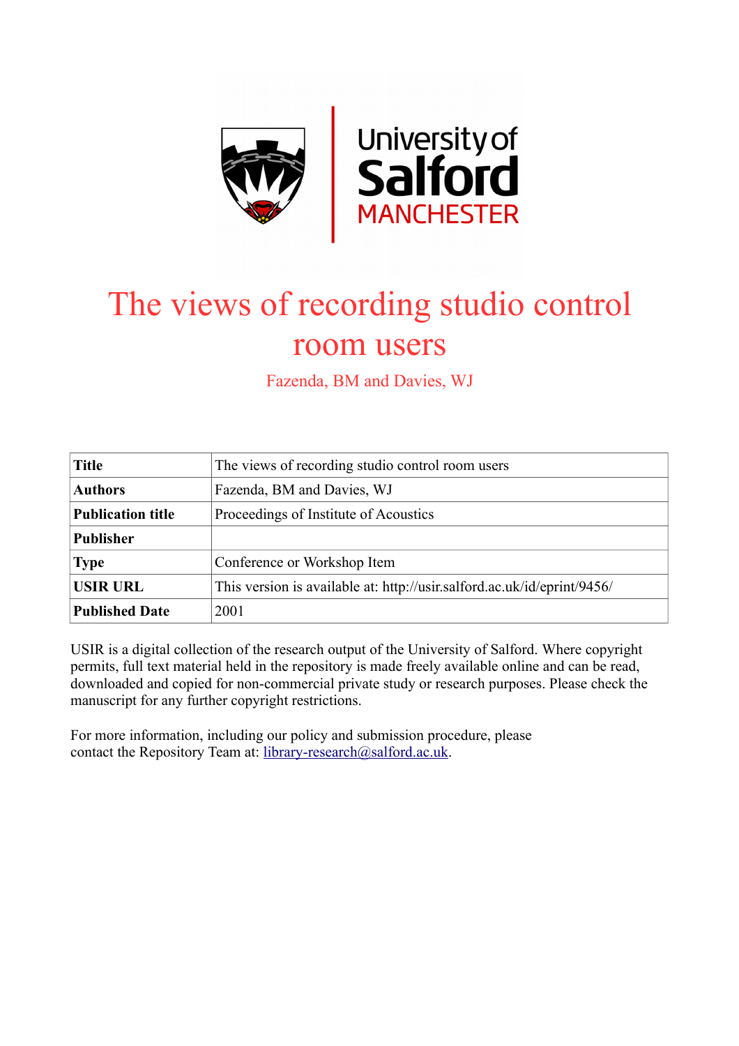# The views of recording studio control room users

Fazenda, BM and Davies, WJ

| **Title** | The views of recording studio control room users |
|---|---|
| **Authors** | Fazenda, BM and Davies, WJ |
| **Publication title** | Proceedings of Institute of Acoustics |
| **Publisher** | |
| **Type** | Conference or Workshop Item |
| **USIR URL** | This version is available at: http://usir.salford.ac.uk/id/eprint/9456/ |
| **Published Date** | 2001 |

USIR is a digital collection of the research output of the University of Salford. Where copyright permits, full text material held in the repository is made freely available online and can be read, downloaded and copied for non-commercial private study or research purposes. Please check the manuscript for any further copyright restrictions.

For more information, including our policy and submission procedure, please contact the Repository Team at: library-research@salford.ac.uk.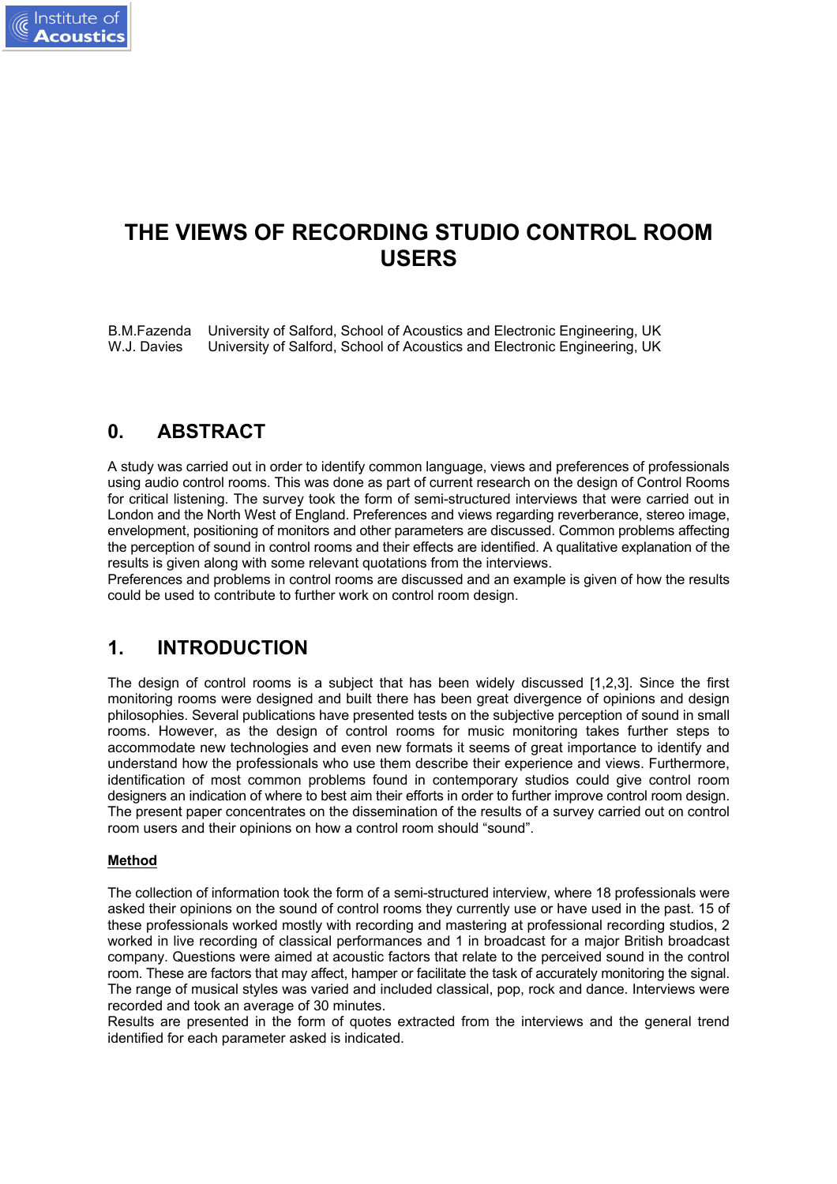# THE VIEWS OF RECORDING STUDIO CONTROL ROOM USERS

B.M.Fazenda University of Salford, School of Acoustics and Electronic Engineering, UK
W.J. Davies University of Salford, School of Acoustics and Electronic Engineering, UK

## 0. ABSTRACT

A study was carried out in order to identify common language, views and preferences of professionals using audio control rooms. This was done as part of current research on the design of Control Rooms for critical listening. The survey took the form of semi-structured interviews that were carried out in London and the North West of England. Preferences and views regarding reverberance, stereo image, envelopment, positioning of monitors and other parameters are discussed. Common problems affecting the perception of sound in control rooms and their effects are identified. A qualitative explanation of the results is given along with some relevant quotations from the interviews.
Preferences and problems in control rooms are discussed and an example is given of how the results could be used to contribute to further work on control room design.

## 1. INTRODUCTION

The design of control rooms is a subject that has been widely discussed [1,2,3]. Since the first monitoring rooms were designed and built there has been great divergence of opinions and design philosophies. Several publications have presented tests on the subjective perception of sound in small rooms. However, as the design of control rooms for music monitoring takes further steps to accommodate new technologies and even new formats it seems of great importance to identify and understand how the professionals who use them describe their experience and views. Furthermore, identification of most common problems found in contemporary studios could give control room designers an indication of where to best aim their efforts in order to further improve control room design.
The present paper concentrates on the dissemination of the results of a survey carried out on control room users and their opinions on how a control room should "sound".

**Method**

The collection of information took the form of a semi-structured interview, where 18 professionals were asked their opinions on the sound of control rooms they currently use or have used in the past. 15 of these professionals worked mostly with recording and mastering at professional recording studios, 2 worked in live recording of classical performances and 1 in broadcast for a major British broadcast company. Questions were aimed at acoustic factors that relate to the perceived sound in the control room. These are factors that may affect, hamper or facilitate the task of accurately monitoring the signal. The range of musical styles was varied and included classical, pop, rock and dance. Interviews were recorded and took an average of 30 minutes.
Results are presented in the form of quotes extracted from the interviews and the general trend identified for each parameter asked is indicated.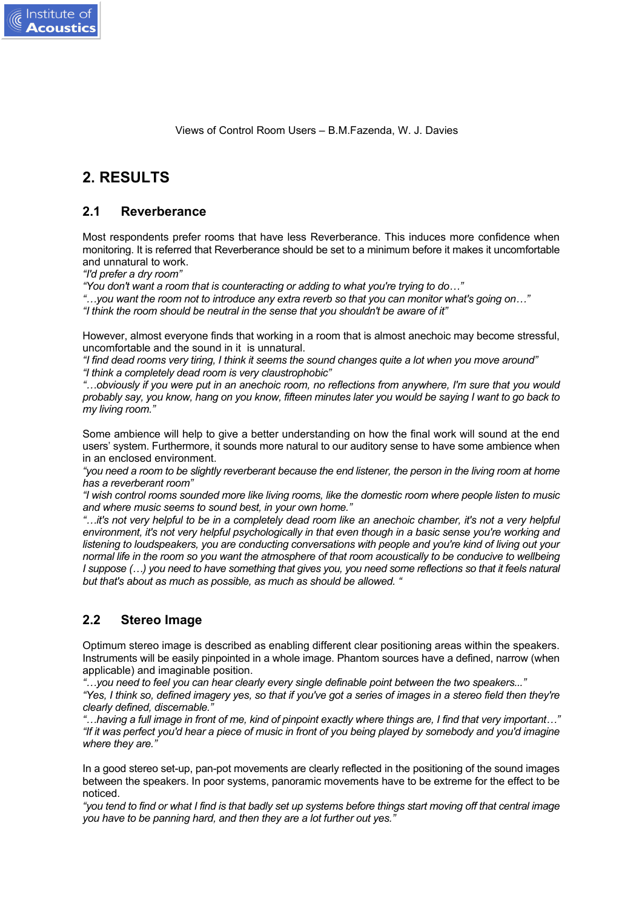## 2. RESULTS

### 2.1 Reverberance

Most respondents prefer rooms that have less Reverberance. This induces more confidence when monitoring. It is referred that Reverberance should be set to a minimum before it makes it uncomfortable and unnatural to work.

*"I'd prefer a dry room"*
*"You don't want a room that is counteracting or adding to what you're trying to do…"*
*"…you want the room not to introduce any extra reverb so that you can monitor what's going on…"*
*"I think the room should be neutral in the sense that you shouldn't be aware of it"*

However, almost everyone finds that working in a room that is almost anechoic may become stressful, uncomfortable and the sound in it is unnatural.

*"I find dead rooms very tiring, I think it seems the sound changes quite a lot when you move around"*
*"I think a completely dead room is very claustrophobic"*
*"…obviously if you were put in an anechoic room, no reflections from anywhere, I'm sure that you would probably say, you know, hang on you know, fifteen minutes later you would be saying I want to go back to my living room."*

Some ambience will help to give a better understanding on how the final work will sound at the end users' system. Furthermore, it sounds more natural to our auditory sense to have some ambience when in an enclosed environment.

*"you need a room to be slightly reverberant because the end listener, the person in the living room at home has a reverberant room"*
*"I wish control rooms sounded more like living rooms, like the domestic room where people listen to music and where music seems to sound best, in your own home."*
*"…it's not very helpful to be in a completely dead room like an anechoic chamber, it's not a very helpful environment, it's not very helpful psychologically in that even though in a basic sense you're working and listening to loudspeakers, you are conducting conversations with people and you're kind of living out your normal life in the room so you want the atmosphere of that room acoustically to be conducive to wellbeing I suppose (…) you need to have something that gives you, you need some reflections so that it feels natural but that's about as much as possible, as much as should be allowed. "*

### 2.2 Stereo Image

Optimum stereo image is described as enabling different clear positioning areas within the speakers. Instruments will be easily pinpointed in a whole image. Phantom sources have a defined, narrow (when applicable) and imaginable position.

*"…you need to feel you can hear clearly every single definable point between the two speakers..."*
*"Yes, I think so, defined imagery yes, so that if you've got a series of images in a stereo field then they're clearly defined, discernable."*
*"…having a full image in front of me, kind of pinpoint exactly where things are, I find that very important…"*
*"If it was perfect you'd hear a piece of music in front of you being played by somebody and you'd imagine where they are."*

In a good stereo set-up, pan-pot movements are clearly reflected in the positioning of the sound images between the speakers. In poor systems, panoramic movements have to be extreme for the effect to be noticed.

*"you tend to find or what I find is that badly set up systems before things start moving off that central image you have to be panning hard, and then they are a lot further out yes."*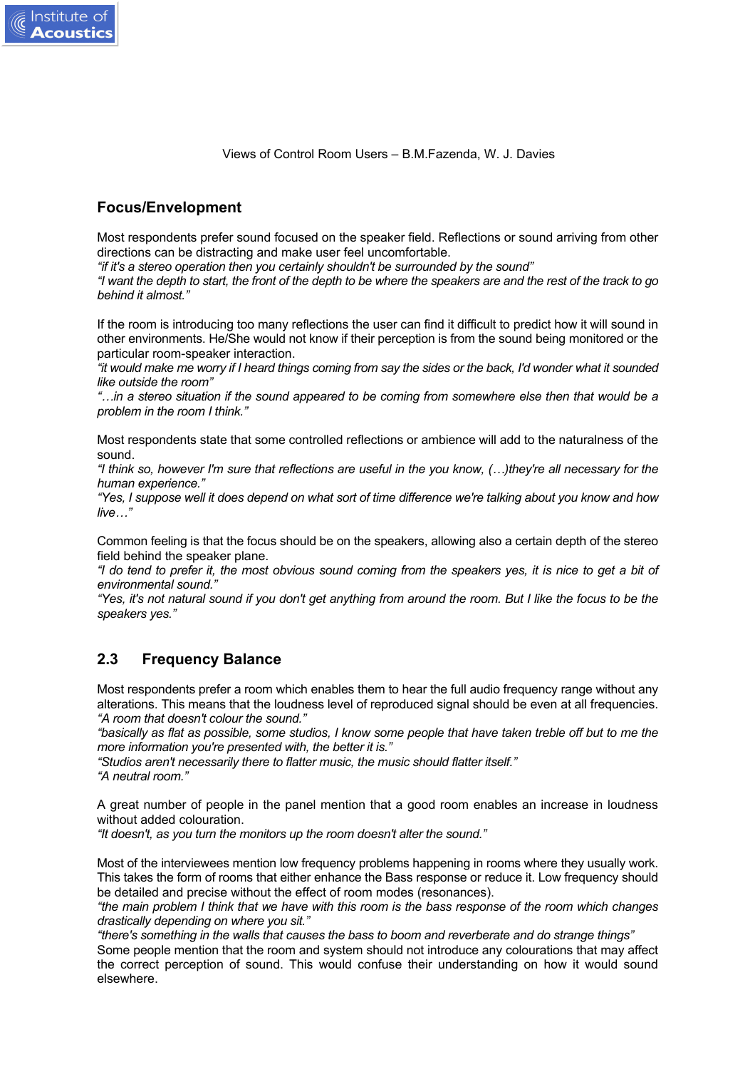### Focus/Envelopment

Most respondents prefer sound focused on the speaker field. Reflections or sound arriving from other directions can be distracting and make user feel uncomfortable.
*"if it's a stereo operation then you certainly shouldn't be surrounded by the sound"*
*"I want the depth to start, the front of the depth to be where the speakers are and the rest of the track to go behind it almost."*

If the room is introducing too many reflections the user can find it difficult to predict how it will sound in other environments. He/She would not know if their perception is from the sound being monitored or the particular room-speaker interaction.
*"it would make me worry if I heard things coming from say the sides or the back, I'd wonder what it sounded like outside the room"*
*"…in a stereo situation if the sound appeared to be coming from somewhere else then that would be a problem in the room I think."*

Most respondents state that some controlled reflections or ambience will add to the naturalness of the sound.
*"I think so, however I'm sure that reflections are useful in the you know, (…)they're all necessary for the human experience."*
*"Yes, I suppose well it does depend on what sort of time difference we're talking about you know and how live…"*

Common feeling is that the focus should be on the speakers, allowing also a certain depth of the stereo field behind the speaker plane.
*"I do tend to prefer it, the most obvious sound coming from the speakers yes, it is nice to get a bit of environmental sound."*
*"Yes, it's not natural sound if you don't get anything from around the room. But I like the focus to be the speakers yes."*

## 2.3 Frequency Balance

Most respondents prefer a room which enables them to hear the full audio frequency range without any alterations. This means that the loudness level of reproduced signal should be even at all frequencies.
*"A room that doesn't colour the sound."*
*"basically as flat as possible, some studios, I know some people that have taken treble off but to me the more information you're presented with, the better it is."*
*"Studios aren't necessarily there to flatter music, the music should flatter itself."*
*"A neutral room."*

A great number of people in the panel mention that a good room enables an increase in loudness without added colouration.
*"It doesn't, as you turn the monitors up the room doesn't alter the sound."*

Most of the interviewees mention low frequency problems happening in rooms where they usually work. This takes the form of rooms that either enhance the Bass response or reduce it. Low frequency should be detailed and precise without the effect of room modes (resonances).
*"the main problem I think that we have with this room is the bass response of the room which changes drastically depending on where you sit."*
*"there's something in the walls that causes the bass to boom and reverberate and do strange things"*
Some people mention that the room and system should not introduce any colourations that may affect the correct perception of sound. This would confuse their understanding on how it would sound elsewhere.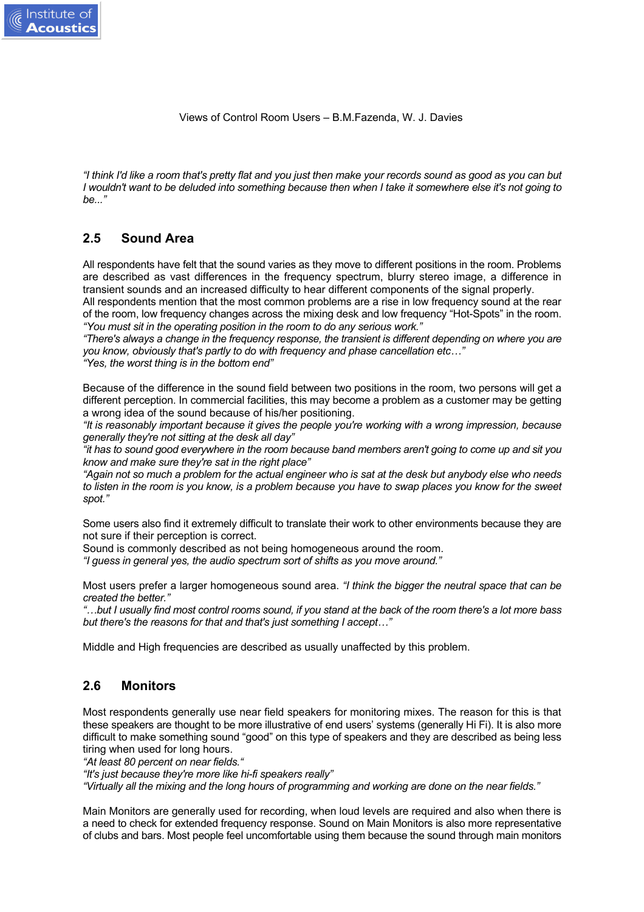*"I think I'd like a room that's pretty flat and you just then make your records sound as good as you can but I wouldn't want to be deluded into something because then when I take it somewhere else it's not going to be..."*

## 2.5 Sound Area

All respondents have felt that the sound varies as they move to different positions in the room. Problems are described as vast differences in the frequency spectrum, blurry stereo image, a difference in transient sounds and an increased difficulty to hear different components of the signal properly.
All respondents mention that the most common problems are a rise in low frequency sound at the rear of the room, low frequency changes across the mixing desk and low frequency "Hot-Spots" in the room.
*"You must sit in the operating position in the room to do any serious work."*
*"There's always a change in the frequency response, the transient is different depending on where you are you know, obviously that's partly to do with frequency and phase cancellation etc…"*
*"Yes, the worst thing is in the bottom end"*

Because of the difference in the sound field between two positions in the room, two persons will get a different perception. In commercial facilities, this may become a problem as a customer may be getting a wrong idea of the sound because of his/her positioning.
*"It is reasonably important because it gives the people you're working with a wrong impression, because generally they're not sitting at the desk all day"*
*"it has to sound good everywhere in the room because band members aren't going to come up and sit you know and make sure they're sat in the right place"*
*"Again not so much a problem for the actual engineer who is sat at the desk but anybody else who needs to listen in the room is you know, is a problem because you have to swap places you know for the sweet spot."*

Some users also find it extremely difficult to translate their work to other environments because they are not sure if their perception is correct.
Sound is commonly described as not being homogeneous around the room.
*"I guess in general yes, the audio spectrum sort of shifts as you move around."*

Most users prefer a larger homogeneous sound area. *"I think the bigger the neutral space that can be created the better."*
*"…but I usually find most control rooms sound, if you stand at the back of the room there's a lot more bass but there's the reasons for that and that's just something I accept…"*

Middle and High frequencies are described as usually unaffected by this problem.

## 2.6 Monitors

Most respondents generally use near field speakers for monitoring mixes. The reason for this is that these speakers are thought to be more illustrative of end users' systems (generally Hi Fi). It is also more difficult to make something sound "good" on this type of speakers and they are described as being less tiring when used for long hours.
*"At least 80 percent on near fields."*
*"It's just because they're more like hi-fi speakers really"*
*"Virtually all the mixing and the long hours of programming and working are done on the near fields."*

Main Monitors are generally used for recording, when loud levels are required and also when there is a need to check for extended frequency response. Sound on Main Monitors is also more representative of clubs and bars. Most people feel uncomfortable using them because the sound through main monitors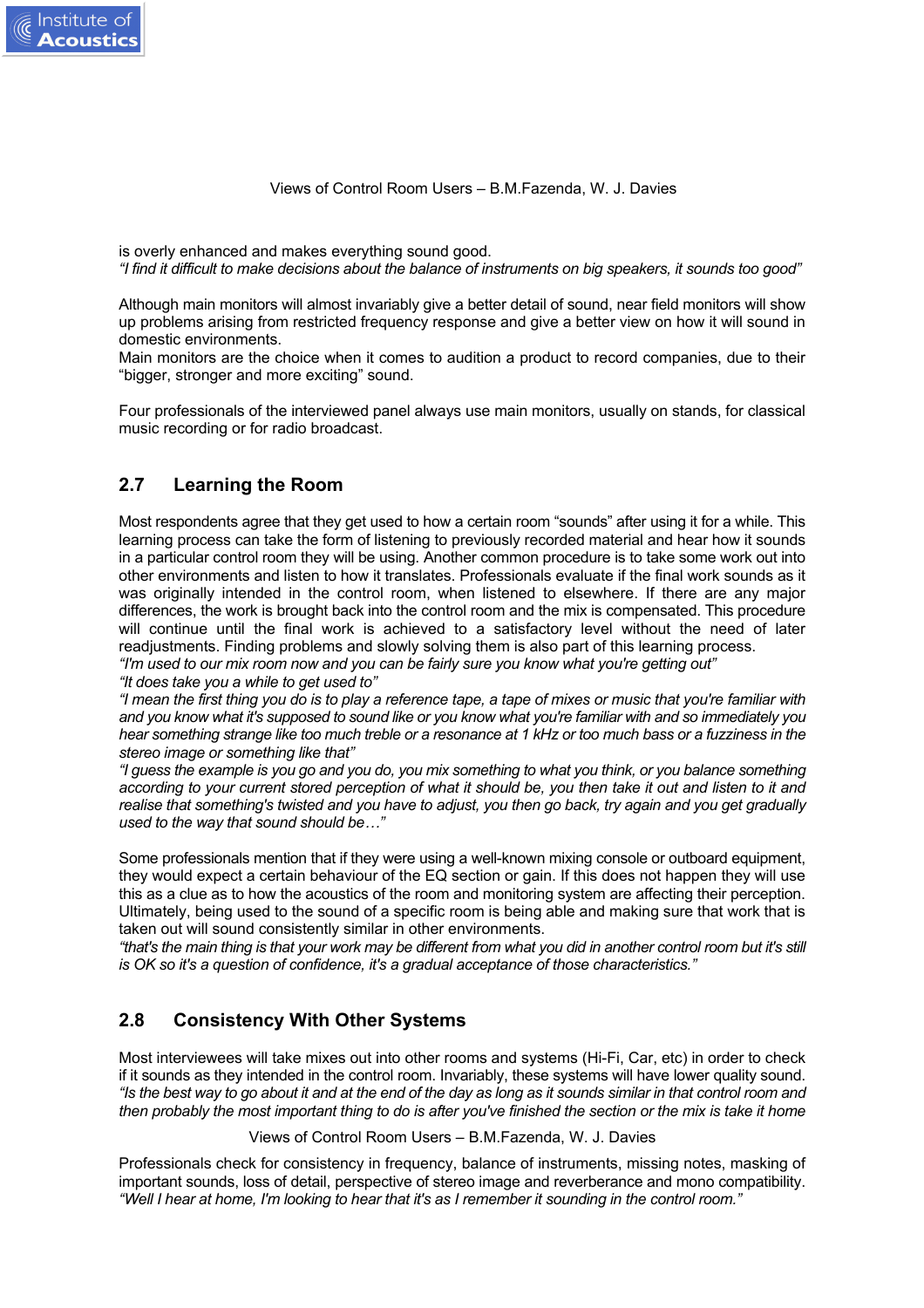is overly enhanced and makes everything sound good.
*"I find it difficult to make decisions about the balance of instruments on big speakers, it sounds too good"*

Although main monitors will almost invariably give a better detail of sound, near field monitors will show up problems arising from restricted frequency response and give a better view on how it will sound in domestic environments.
Main monitors are the choice when it comes to audition a product to record companies, due to their "bigger, stronger and more exciting" sound.

Four professionals of the interviewed panel always use main monitors, usually on stands, for classical music recording or for radio broadcast.

## 2.7 Learning the Room

Most respondents agree that they get used to how a certain room "sounds" after using it for a while. This learning process can take the form of listening to previously recorded material and hear how it sounds in a particular control room they will be using. Another common procedure is to take some work out into other environments and listen to how it translates. Professionals evaluate if the final work sounds as it was originally intended in the control room, when listened to elsewhere. If there are any major differences, the work is brought back into the control room and the mix is compensated. This procedure will continue until the final work is achieved to a satisfactory level without the need of later readjustments. Finding problems and slowly solving them is also part of this learning process.
*"I'm used to our mix room now and you can be fairly sure you know what you're getting out"*
*"It does take you a while to get used to"*
*"I mean the first thing you do is to play a reference tape, a tape of mixes or music that you're familiar with and you know what it's supposed to sound like or you know what you're familiar with and so immediately you hear something strange like too much treble or a resonance at 1 kHz or too much bass or a fuzziness in the stereo image or something like that"*
*"I guess the example is you go and you do, you mix something to what you think, or you balance something according to your current stored perception of what it should be, you then take it out and listen to it and realise that something's twisted and you have to adjust, you then go back, try again and you get gradually used to the way that sound should be…"*

Some professionals mention that if they were using a well-known mixing console or outboard equipment, they would expect a certain behaviour of the EQ section or gain. If this does not happen they will use this as a clue as to how the acoustics of the room and monitoring system are affecting their perception. Ultimately, being used to the sound of a specific room is being able and making sure that work that is taken out will sound consistently similar in other environments.
*"that's the main thing is that your work may be different from what you did in another control room but it's still is OK so it's a question of confidence, it's a gradual acceptance of those characteristics."*

## 2.8 Consistency With Other Systems

Most interviewees will take mixes out into other rooms and systems (Hi-Fi, Car, etc) in order to check if it sounds as they intended in the control room. Invariably, these systems will have lower quality sound.
*"Is the best way to go about it and at the end of the day as long as it sounds similar in that control room and then probably the most important thing to do is after you've finished the section or the mix is take it home*

Professionals check for consistency in frequency, balance of instruments, missing notes, masking of important sounds, loss of detail, perspective of stereo image and reverberance and mono compatibility.
*"Well I hear at home, I'm looking to hear that it's as I remember it sounding in the control room."*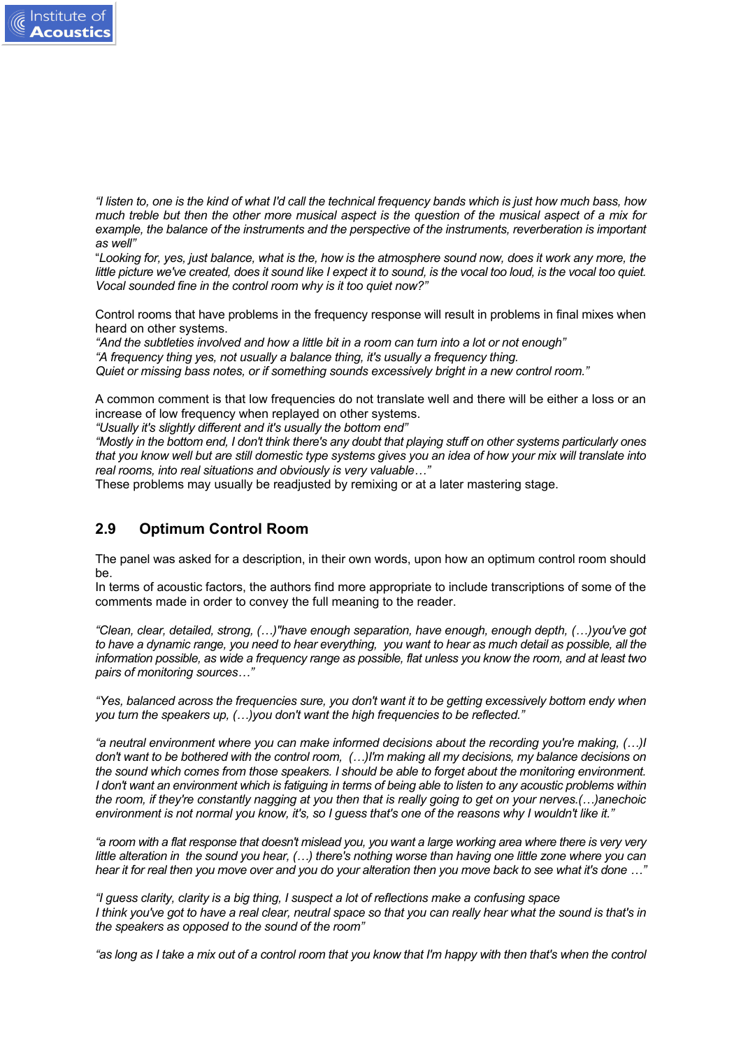*"I listen to, one is the kind of what I'd call the technical frequency bands which is just how much bass, how much treble but then the other more musical aspect is the question of the musical aspect of a mix for example, the balance of the instruments and the perspective of the instruments, reverberation is important as well"*

"*Looking for, yes, just balance, what is the, how is the atmosphere sound now, does it work any more, the little picture we've created, does it sound like I expect it to sound, is the vocal too loud, is the vocal too quiet. Vocal sounded fine in the control room why is it too quiet now?"*

Control rooms that have problems in the frequency response will result in problems in final mixes when heard on other systems.

*"And the subtleties involved and how a little bit in a room can turn into a lot or not enough"*

*"A frequency thing yes, not usually a balance thing, it's usually a frequency thing.*

*Quiet or missing bass notes, or if something sounds excessively bright in a new control room."*

A common comment is that low frequencies do not translate well and there will be either a loss or an increase of low frequency when replayed on other systems.

*"Usually it's slightly different and it's usually the bottom end"*

*"Mostly in the bottom end, I don't think there's any doubt that playing stuff on other systems particularly ones that you know well but are still domestic type systems gives you an idea of how your mix will translate into real rooms, into real situations and obviously is very valuable…"*

These problems may usually be readjusted by remixing or at a later mastering stage.

## 2.9 Optimum Control Room

The panel was asked for a description, in their own words, upon how an optimum control room should be.

In terms of acoustic factors, the authors find more appropriate to include transcriptions of some of the comments made in order to convey the full meaning to the reader.

*"Clean, clear, detailed, strong, (…)"have enough separation, have enough, enough depth, (…)you've got to have a dynamic range, you need to hear everything, you want to hear as much detail as possible, all the information possible, as wide a frequency range as possible, flat unless you know the room, and at least two pairs of monitoring sources…"*

*"Yes, balanced across the frequencies sure, you don't want it to be getting excessively bottom endy when you turn the speakers up, (…)you don't want the high frequencies to be reflected."*

*"a neutral environment where you can make informed decisions about the recording you're making, (…)I don't want to be bothered with the control room, (…)I'm making all my decisions, my balance decisions on the sound which comes from those speakers. I should be able to forget about the monitoring environment. I don't want an environment which is fatiguing in terms of being able to listen to any acoustic problems within the room, if they're constantly nagging at you then that is really going to get on your nerves.(…)anechoic environment is not normal you know, it's, so I guess that's one of the reasons why I wouldn't like it."*

*"a room with a flat response that doesn't mislead you, you want a large working area where there is very very little alteration in the sound you hear, (…) there's nothing worse than having one little zone where you can hear it for real then you move over and you do your alteration then you move back to see what it's done …"*

*"I guess clarity, clarity is a big thing, I suspect a lot of reflections make a confusing space*

*I think you've got to have a real clear, neutral space so that you can really hear what the sound is that's in the speakers as opposed to the sound of the room"*

*"as long as I take a mix out of a control room that you know that I'm happy with then that's when the control*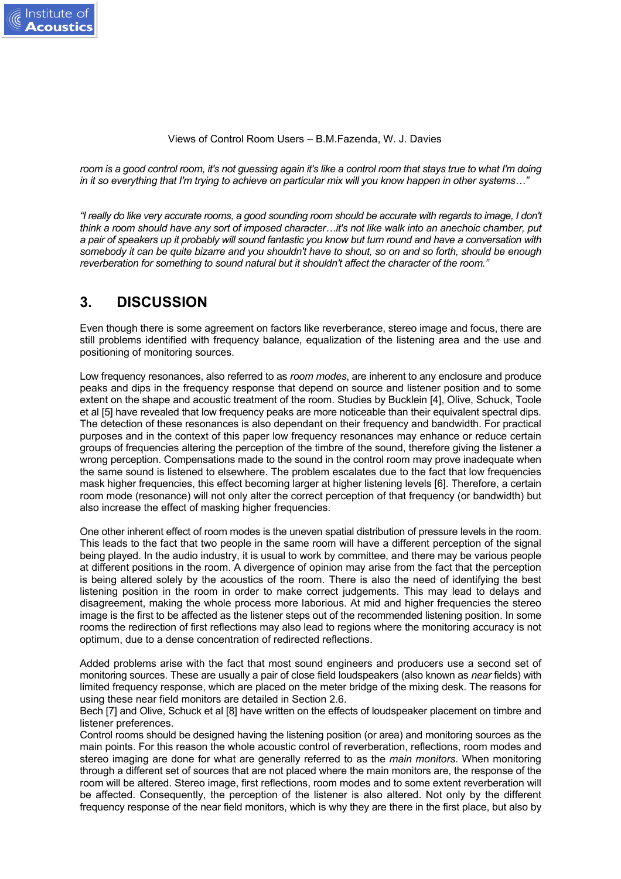*room is a good control room, it's not guessing again it's like a control room that stays true to what I'm doing in it so everything that I'm trying to achieve on particular mix will you know happen in other systems…"*

*"I really do like very accurate rooms, a good sounding room should be accurate with regards to image, I don't think a room should have any sort of imposed character…it's not like walk into an anechoic chamber, put a pair of speakers up it probably will sound fantastic you know but turn round and have a conversation with somebody it can be quite bizarre and you shouldn't have to shout, so on and so forth, should be enough reverberation for something to sound natural but it shouldn't affect the character of the room."*

## 3. DISCUSSION

Even though there is some agreement on factors like reverberance, stereo image and focus, there are still problems identified with frequency balance, equalization of the listening area and the use and positioning of monitoring sources.

Low frequency resonances, also referred to as *room modes*, are inherent to any enclosure and produce peaks and dips in the frequency response that depend on source and listener position and to some extent on the shape and acoustic treatment of the room. Studies by Bucklein [4], Olive, Schuck, Toole et al [5] have revealed that low frequency peaks are more noticeable than their equivalent spectral dips. The detection of these resonances is also dependant on their frequency and bandwidth. For practical purposes and in the context of this paper low frequency resonances may enhance or reduce certain groups of frequencies altering the perception of the timbre of the sound, therefore giving the listener a wrong perception. Compensations made to the sound in the control room may prove inadequate when the same sound is listened to elsewhere. The problem escalates due to the fact that low frequencies mask higher frequencies, this effect becoming larger at higher listening levels [6]. Therefore, a certain room mode (resonance) will not only alter the correct perception of that frequency (or bandwidth) but also increase the effect of masking higher frequencies.

One other inherent effect of room modes is the uneven spatial distribution of pressure levels in the room. This leads to the fact that two people in the same room will have a different perception of the signal being played. In the audio industry, it is usual to work by committee, and there may be various people at different positions in the room. A divergence of opinion may arise from the fact that the perception is being altered solely by the acoustics of the room. There is also the need of identifying the best listening position in the room in order to make correct judgements. This may lead to delays and disagreement, making the whole process more laborious. At mid and higher frequencies the stereo image is the first to be affected as the listener steps out of the recommended listening position. In some rooms the redirection of first reflections may also lead to regions where the monitoring accuracy is not optimum, due to a dense concentration of redirected reflections.

Added problems arise with the fact that most sound engineers and producers use a second set of monitoring sources. These are usually a pair of close field loudspeakers (also known as *near* fields) with limited frequency response, which are placed on the meter bridge of the mixing desk. The reasons for using these near field monitors are detailed in Section 2.6.
Bech [7] and Olive, Schuck et al [8] have written on the effects of loudspeaker placement on timbre and listener preferences.
Control rooms should be designed having the listening position (or area) and monitoring sources as the main points. For this reason the whole acoustic control of reverberation, reflections, room modes and stereo imaging are done for what are generally referred to as the *main monitors*. When monitoring through a different set of sources that are not placed where the main monitors are, the response of the room will be altered. Stereo image, first reflections, room modes and to some extent reverberation will be affected. Consequently, the perception of the listener is also altered. Not only by the different frequency response of the near field monitors, which is why they are there in the first place, but also by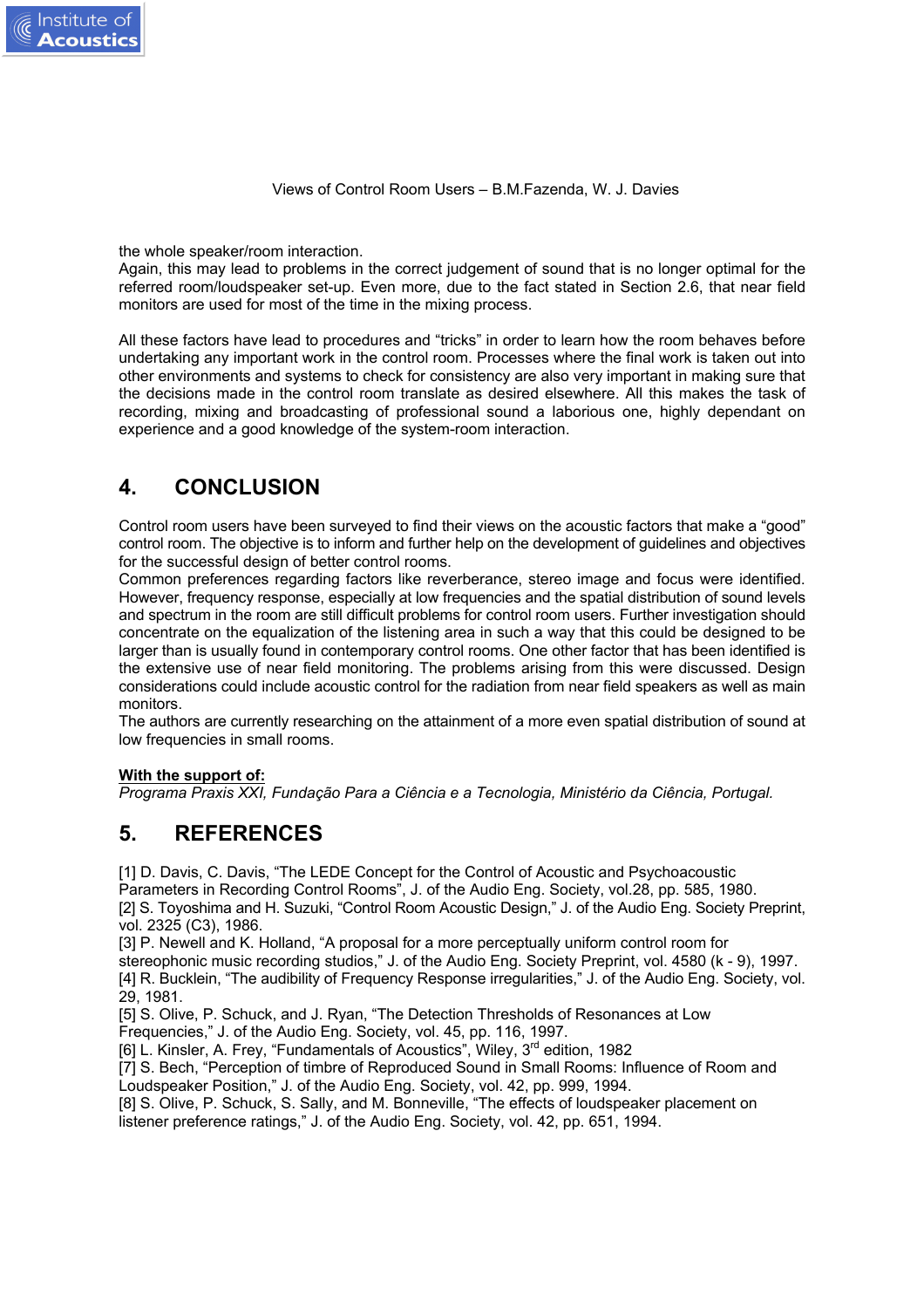the whole speaker/room interaction.
Again, this may lead to problems in the correct judgement of sound that is no longer optimal for the referred room/loudspeaker set-up. Even more, due to the fact stated in Section 2.6, that near field monitors are used for most of the time in the mixing process.

All these factors have lead to procedures and "tricks" in order to learn how the room behaves before undertaking any important work in the control room. Processes where the final work is taken out into other environments and systems to check for consistency are also very important in making sure that the decisions made in the control room translate as desired elsewhere. All this makes the task of recording, mixing and broadcasting of professional sound a laborious one, highly dependant on experience and a good knowledge of the system-room interaction.

## 4. CONCLUSION

Control room users have been surveyed to find their views on the acoustic factors that make a "good" control room. The objective is to inform and further help on the development of guidelines and objectives for the successful design of better control rooms.
Common preferences regarding factors like reverberance, stereo image and focus were identified. However, frequency response, especially at low frequencies and the spatial distribution of sound levels and spectrum in the room are still difficult problems for control room users. Further investigation should concentrate on the equalization of the listening area in such a way that this could be designed to be larger than is usually found in contemporary control rooms. One other factor that has been identified is the extensive use of near field monitoring. The problems arising from this were discussed. Design considerations could include acoustic control for the radiation from near field speakers as well as main monitors.
The authors are currently researching on the attainment of a more even spatial distribution of sound at low frequencies in small rooms.

**With the support of:**
*Programa Praxis XXI, Fundação Para a Ciência e a Tecnologia, Ministério da Ciência, Portugal.*

## 5. REFERENCES

[1] D. Davis, C. Davis, "The LEDE Concept for the Control of Acoustic and Psychoacoustic Parameters in Recording Control Rooms", J. of the Audio Eng. Society, vol.28, pp. 585, 1980.
[2] S. Toyoshima and H. Suzuki, "Control Room Acoustic Design," J. of the Audio Eng. Society Preprint, vol. 2325 (C3), 1986.
[3] P. Newell and K. Holland, "A proposal for a more perceptually uniform control room for stereophonic music recording studios," J. of the Audio Eng. Society Preprint, vol. 4580 (k - 9), 1997.
[4] R. Bucklein, "The audibility of Frequency Response irregularities," J. of the Audio Eng. Society, vol. 29, 1981.
[5] S. Olive, P. Schuck, and J. Ryan, "The Detection Thresholds of Resonances at Low Frequencies," J. of the Audio Eng. Society, vol. 45, pp. 116, 1997.
[6] L. Kinsler, A. Frey, "Fundamentals of Acoustics", Wiley, 3rd edition, 1982
[7] S. Bech, "Perception of timbre of Reproduced Sound in Small Rooms: Influence of Room and Loudspeaker Position," J. of the Audio Eng. Society, vol. 42, pp. 999, 1994.
[8] S. Olive, P. Schuck, S. Sally, and M. Bonneville, "The effects of loudspeaker placement on listener preference ratings," J. of the Audio Eng. Society, vol. 42, pp. 651, 1994.